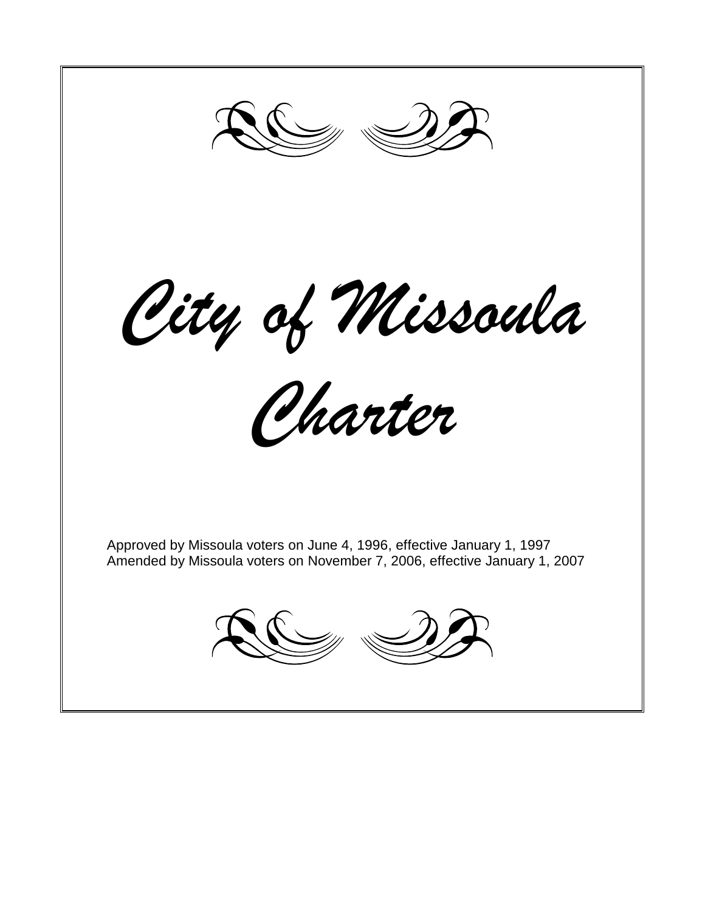# City of Missoula Charter

Approved by Missoula voters on June 4, 1996, effective January 1, 1997
Amended by Missoula voters on November 7, 2006, effective January 1, 2007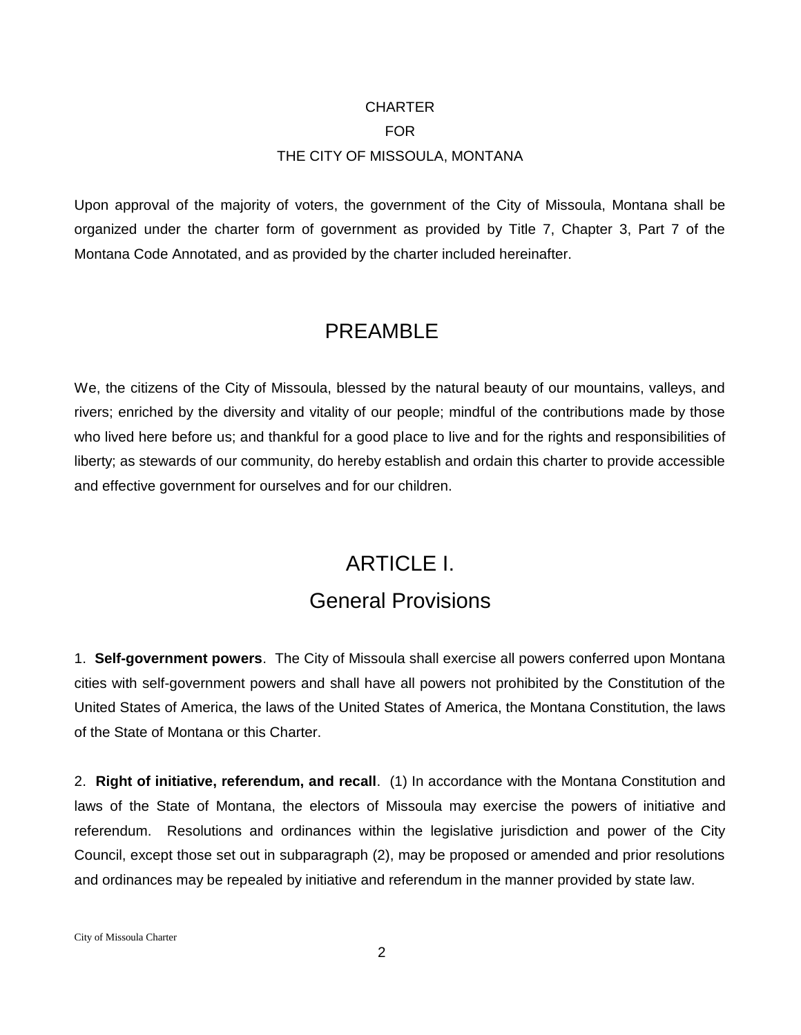# CHARTER
# FOR
# THE CITY OF MISSOULA, MONTANA

Upon approval of the majority of voters, the government of the City of Missoula, Montana shall be organized under the charter form of government as provided by Title 7, Chapter 3, Part 7 of the Montana Code Annotated, and as provided by the charter included hereinafter.

## PREAMBLE

We, the citizens of the City of Missoula, blessed by the natural beauty of our mountains, valleys, and rivers; enriched by the diversity and vitality of our people; mindful of the contributions made by those who lived here before us; and thankful for a good place to live and for the rights and responsibilities of liberty; as stewards of our community, do hereby establish and ordain this charter to provide accessible and effective government for ourselves and for our children.

## ARTICLE I.
## General Provisions

1. **Self-government powers**. The City of Missoula shall exercise all powers conferred upon Montana cities with self-government powers and shall have all powers not prohibited by the Constitution of the United States of America, the laws of the United States of America, the Montana Constitution, the laws of the State of Montana or this Charter.

2. **Right of initiative, referendum, and recall**. (1) In accordance with the Montana Constitution and laws of the State of Montana, the electors of Missoula may exercise the powers of initiative and referendum. Resolutions and ordinances within the legislative jurisdiction and power of the City Council, except those set out in subparagraph (2), may be proposed or amended and prior resolutions and ordinances may be repealed by initiative and referendum in the manner provided by state law.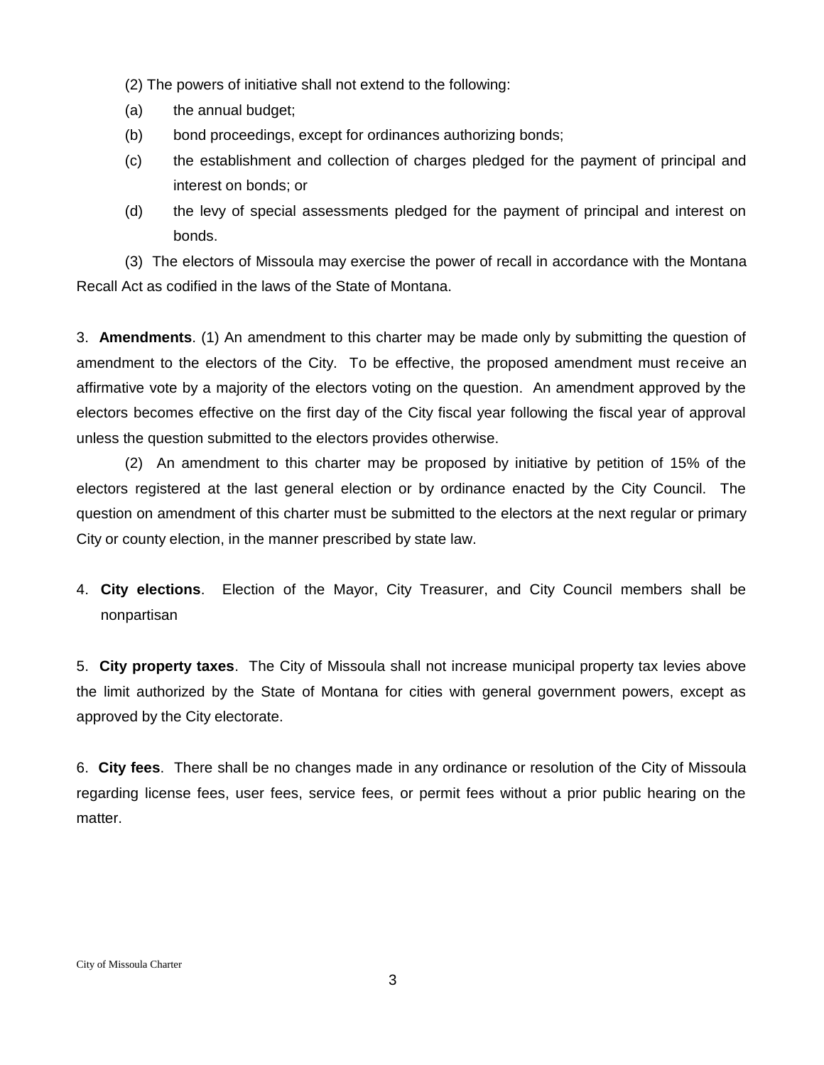(2) The powers of initiative shall not extend to the following:

(a) the annual budget;

(b) bond proceedings, except for ordinances authorizing bonds;

(c) the establishment and collection of charges pledged for the payment of principal and interest on bonds; or

(d) the levy of special assessments pledged for the payment of principal and interest on bonds.

(3) The electors of Missoula may exercise the power of recall in accordance with the Montana Recall Act as codified in the laws of the State of Montana.

3. **Amendments**. (1) An amendment to this charter may be made only by submitting the question of amendment to the electors of the City. To be effective, the proposed amendment must receive an affirmative vote by a majority of the electors voting on the question. An amendment approved by the electors becomes effective on the first day of the City fiscal year following the fiscal year of approval unless the question submitted to the electors provides otherwise.

(2) An amendment to this charter may be proposed by initiative by petition of 15% of the electors registered at the last general election or by ordinance enacted by the City Council. The question on amendment of this charter must be submitted to the electors at the next regular or primary City or county election, in the manner prescribed by state law.

4. **City elections**. Election of the Mayor, City Treasurer, and City Council members shall be nonpartisan

5. **City property taxes**. The City of Missoula shall not increase municipal property tax levies above the limit authorized by the State of Montana for cities with general government powers, except as approved by the City electorate.

6. **City fees**. There shall be no changes made in any ordinance or resolution of the City of Missoula regarding license fees, user fees, service fees, or permit fees without a prior public hearing on the matter.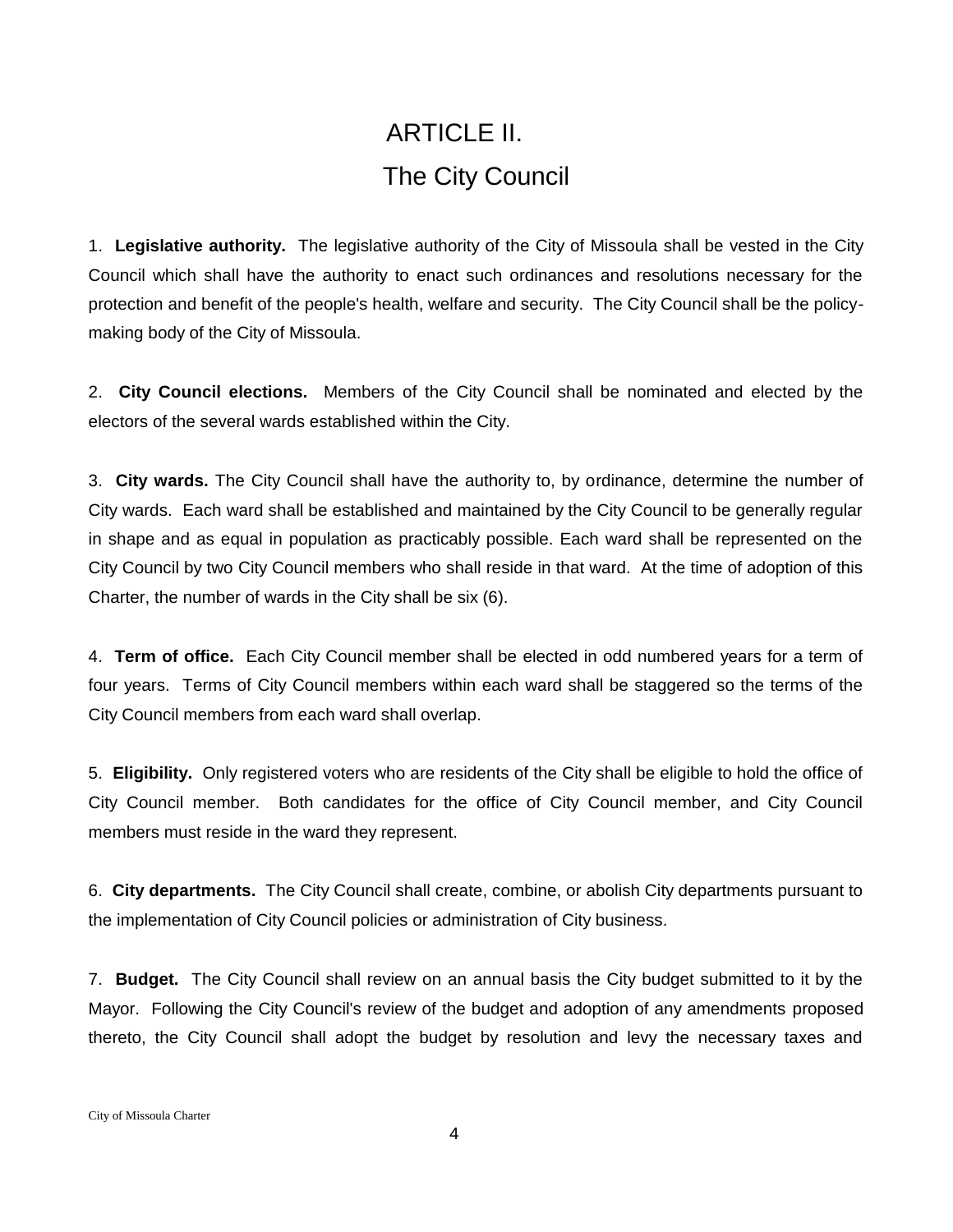# ARTICLE II.

## The City Council

1. **Legislative authority.** The legislative authority of the City of Missoula shall be vested in the City Council which shall have the authority to enact such ordinances and resolutions necessary for the protection and benefit of the people's health, welfare and security. The City Council shall be the policy-making body of the City of Missoula.

2. **City Council elections.** Members of the City Council shall be nominated and elected by the electors of the several wards established within the City.

3. **City wards.** The City Council shall have the authority to, by ordinance, determine the number of City wards. Each ward shall be established and maintained by the City Council to be generally regular in shape and as equal in population as practicably possible. Each ward shall be represented on the City Council by two City Council members who shall reside in that ward. At the time of adoption of this Charter, the number of wards in the City shall be six (6).

4. **Term of office.** Each City Council member shall be elected in odd numbered years for a term of four years. Terms of City Council members within each ward shall be staggered so the terms of the City Council members from each ward shall overlap.

5. **Eligibility.** Only registered voters who are residents of the City shall be eligible to hold the office of City Council member. Both candidates for the office of City Council member, and City Council members must reside in the ward they represent.

6. **City departments.** The City Council shall create, combine, or abolish City departments pursuant to the implementation of City Council policies or administration of City business.

7. **Budget.** The City Council shall review on an annual basis the City budget submitted to it by the Mayor. Following the City Council's review of the budget and adoption of any amendments proposed thereto, the City Council shall adopt the budget by resolution and levy the necessary taxes and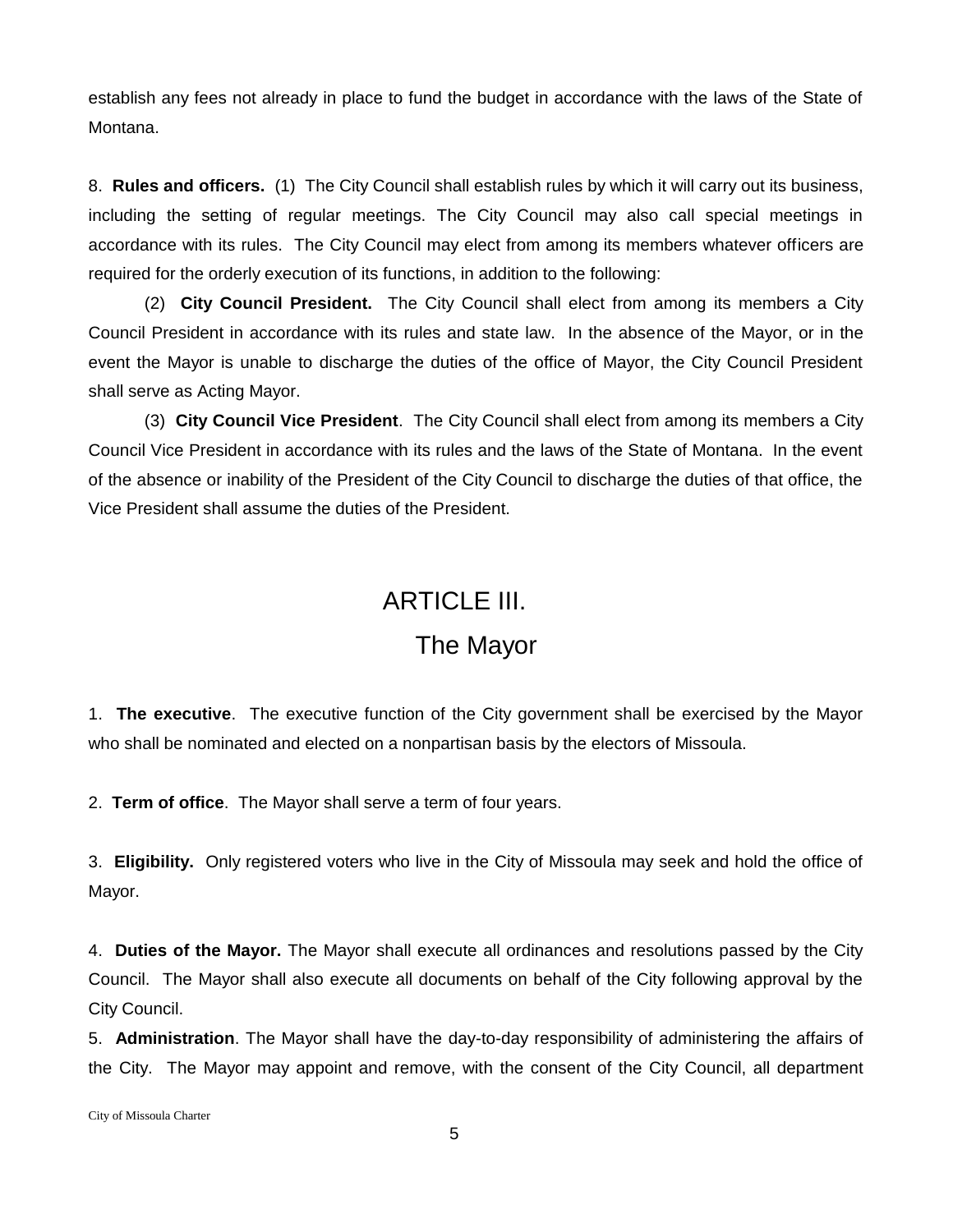establish any fees not already in place to fund the budget in accordance with the laws of the State of Montana.

8. **Rules and officers.** (1) The City Council shall establish rules by which it will carry out its business, including the setting of regular meetings. The City Council may also call special meetings in accordance with its rules. The City Council may elect from among its members whatever officers are required for the orderly execution of its functions, in addition to the following:

(2) **City Council President.** The City Council shall elect from among its members a City Council President in accordance with its rules and state law. In the absence of the Mayor, or in the event the Mayor is unable to discharge the duties of the office of Mayor, the City Council President shall serve as Acting Mayor.

(3) **City Council Vice President**. The City Council shall elect from among its members a City Council Vice President in accordance with its rules and the laws of the State of Montana. In the event of the absence or inability of the President of the City Council to discharge the duties of that office, the Vice President shall assume the duties of the President.

# ARTICLE III.
## The Mayor

1. **The executive**. The executive function of the City government shall be exercised by the Mayor who shall be nominated and elected on a nonpartisan basis by the electors of Missoula.

2. **Term of office**. The Mayor shall serve a term of four years.

3. **Eligibility.** Only registered voters who live in the City of Missoula may seek and hold the office of Mayor.

4. **Duties of the Mayor.** The Mayor shall execute all ordinances and resolutions passed by the City Council. The Mayor shall also execute all documents on behalf of the City following approval by the City Council.

5. **Administration**. The Mayor shall have the day-to-day responsibility of administering the affairs of the City. The Mayor may appoint and remove, with the consent of the City Council, all department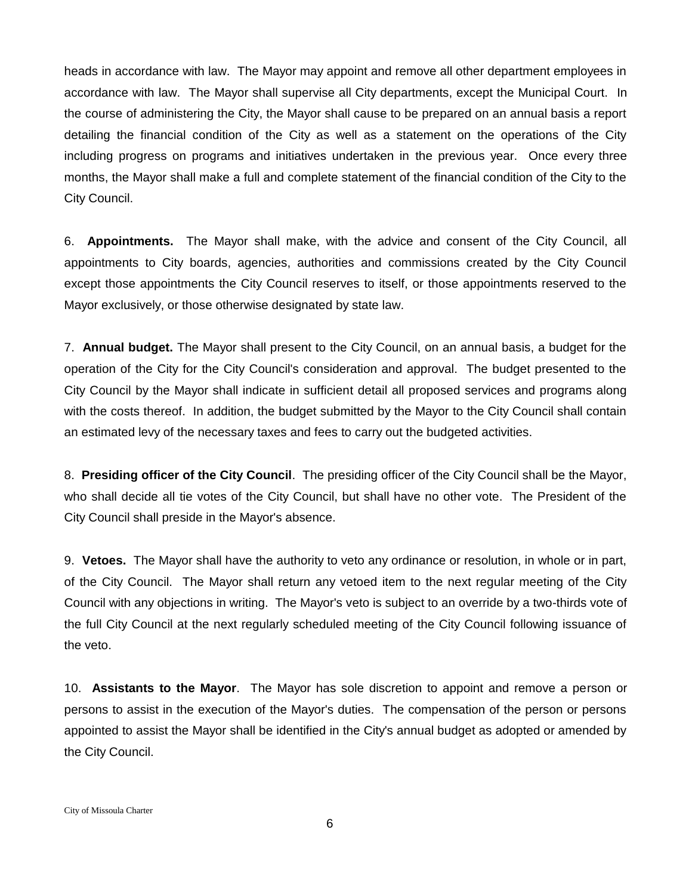heads in accordance with law. The Mayor may appoint and remove all other department employees in accordance with law. The Mayor shall supervise all City departments, except the Municipal Court. In the course of administering the City, the Mayor shall cause to be prepared on an annual basis a report detailing the financial condition of the City as well as a statement on the operations of the City including progress on programs and initiatives undertaken in the previous year. Once every three months, the Mayor shall make a full and complete statement of the financial condition of the City to the City Council.

6. **Appointments.** The Mayor shall make, with the advice and consent of the City Council, all appointments to City boards, agencies, authorities and commissions created by the City Council except those appointments the City Council reserves to itself, or those appointments reserved to the Mayor exclusively, or those otherwise designated by state law.

7. **Annual budget.** The Mayor shall present to the City Council, on an annual basis, a budget for the operation of the City for the City Council's consideration and approval. The budget presented to the City Council by the Mayor shall indicate in sufficient detail all proposed services and programs along with the costs thereof. In addition, the budget submitted by the Mayor to the City Council shall contain an estimated levy of the necessary taxes and fees to carry out the budgeted activities.

8. **Presiding officer of the City Council**. The presiding officer of the City Council shall be the Mayor, who shall decide all tie votes of the City Council, but shall have no other vote. The President of the City Council shall preside in the Mayor's absence.

9. **Vetoes.** The Mayor shall have the authority to veto any ordinance or resolution, in whole or in part, of the City Council. The Mayor shall return any vetoed item to the next regular meeting of the City Council with any objections in writing. The Mayor's veto is subject to an override by a two-thirds vote of the full City Council at the next regularly scheduled meeting of the City Council following issuance of the veto.

10. **Assistants to the Mayor**. The Mayor has sole discretion to appoint and remove a person or persons to assist in the execution of the Mayor's duties. The compensation of the person or persons appointed to assist the Mayor shall be identified in the City's annual budget as adopted or amended by the City Council.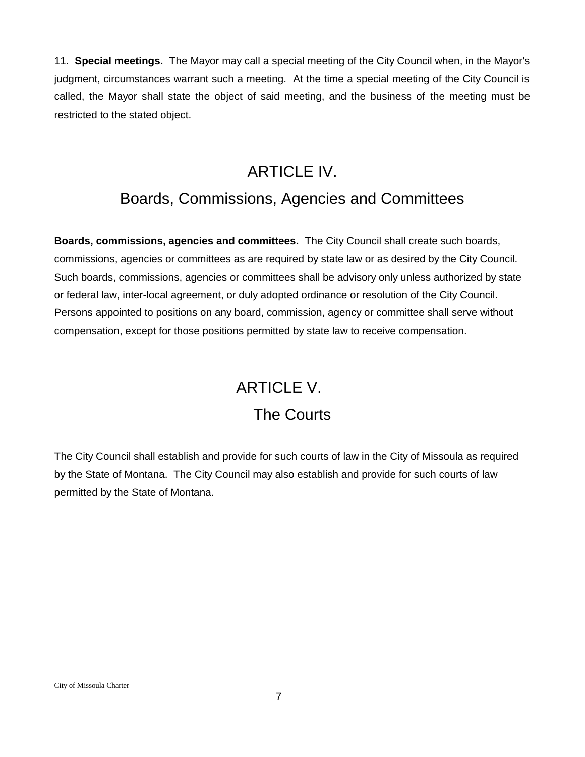11. **Special meetings.** The Mayor may call a special meeting of the City Council when, in the Mayor's judgment, circumstances warrant such a meeting. At the time a special meeting of the City Council is called, the Mayor shall state the object of said meeting, and the business of the meeting must be restricted to the stated object.

# ARTICLE IV.

# Boards, Commissions, Agencies and Committees

**Boards, commissions, agencies and committees.** The City Council shall create such boards, commissions, agencies or committees as are required by state law or as desired by the City Council. Such boards, commissions, agencies or committees shall be advisory only unless authorized by state or federal law, inter-local agreement, or duly adopted ordinance or resolution of the City Council. Persons appointed to positions on any board, commission, agency or committee shall serve without compensation, except for those positions permitted by state law to receive compensation.

# ARTICLE V.

# The Courts

The City Council shall establish and provide for such courts of law in the City of Missoula as required by the State of Montana. The City Council may also establish and provide for such courts of law permitted by the State of Montana.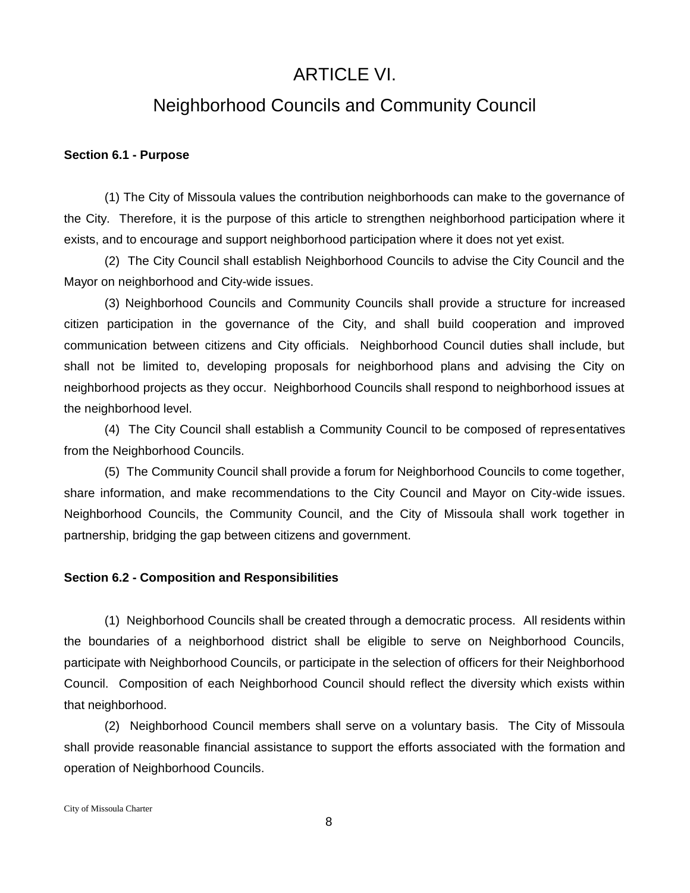# ARTICLE VI.

# Neighborhood Councils and Community Council

**Section 6.1 - Purpose**

(1) The City of Missoula values the contribution neighborhoods can make to the governance of the City. Therefore, it is the purpose of this article to strengthen neighborhood participation where it exists, and to encourage and support neighborhood participation where it does not yet exist.

(2) The City Council shall establish Neighborhood Councils to advise the City Council and the Mayor on neighborhood and City-wide issues.

(3) Neighborhood Councils and Community Councils shall provide a structure for increased citizen participation in the governance of the City, and shall build cooperation and improved communication between citizens and City officials. Neighborhood Council duties shall include, but shall not be limited to, developing proposals for neighborhood plans and advising the City on neighborhood projects as they occur. Neighborhood Councils shall respond to neighborhood issues at the neighborhood level.

(4) The City Council shall establish a Community Council to be composed of representatives from the Neighborhood Councils.

(5) The Community Council shall provide a forum for Neighborhood Councils to come together, share information, and make recommendations to the City Council and Mayor on City-wide issues. Neighborhood Councils, the Community Council, and the City of Missoula shall work together in partnership, bridging the gap between citizens and government.

**Section 6.2 - Composition and Responsibilities**

(1) Neighborhood Councils shall be created through a democratic process. All residents within the boundaries of a neighborhood district shall be eligible to serve on Neighborhood Councils, participate with Neighborhood Councils, or participate in the selection of officers for their Neighborhood Council. Composition of each Neighborhood Council should reflect the diversity which exists within that neighborhood.

(2) Neighborhood Council members shall serve on a voluntary basis. The City of Missoula shall provide reasonable financial assistance to support the efforts associated with the formation and operation of Neighborhood Councils.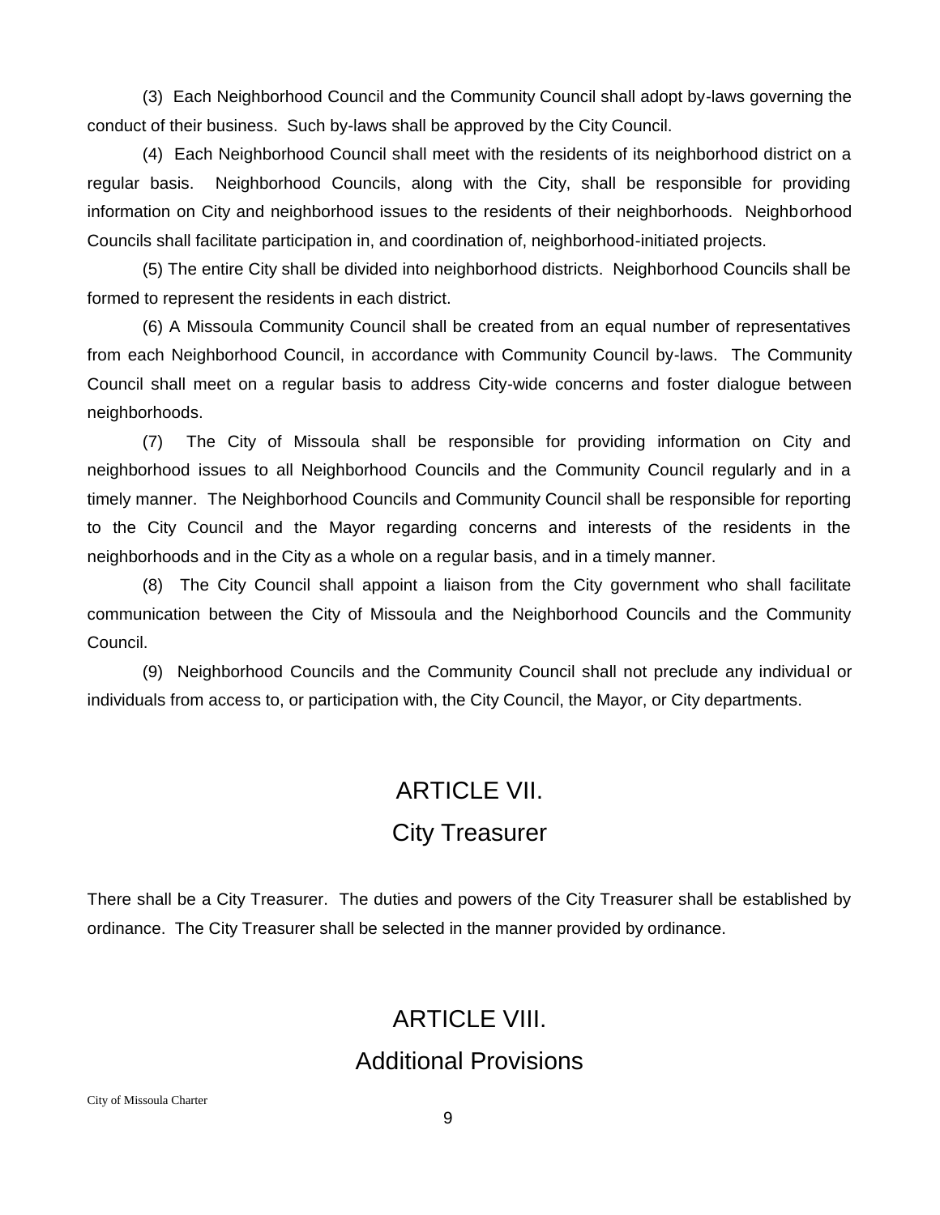(3) Each Neighborhood Council and the Community Council shall adopt by-laws governing the conduct of their business. Such by-laws shall be approved by the City Council.

(4) Each Neighborhood Council shall meet with the residents of its neighborhood district on a regular basis. Neighborhood Councils, along with the City, shall be responsible for providing information on City and neighborhood issues to the residents of their neighborhoods. Neighborhood Councils shall facilitate participation in, and coordination of, neighborhood-initiated projects.

(5) The entire City shall be divided into neighborhood districts. Neighborhood Councils shall be formed to represent the residents in each district.

(6) A Missoula Community Council shall be created from an equal number of representatives from each Neighborhood Council, in accordance with Community Council by-laws. The Community Council shall meet on a regular basis to address City-wide concerns and foster dialogue between neighborhoods.

(7) The City of Missoula shall be responsible for providing information on City and neighborhood issues to all Neighborhood Councils and the Community Council regularly and in a timely manner. The Neighborhood Councils and Community Council shall be responsible for reporting to the City Council and the Mayor regarding concerns and interests of the residents in the neighborhoods and in the City as a whole on a regular basis, and in a timely manner.

(8) The City Council shall appoint a liaison from the City government who shall facilitate communication between the City of Missoula and the Neighborhood Councils and the Community Council.

(9) Neighborhood Councils and the Community Council shall not preclude any individual or individuals from access to, or participation with, the City Council, the Mayor, or City departments.

## ARTICLE VII.
## City Treasurer

There shall be a City Treasurer. The duties and powers of the City Treasurer shall be established by ordinance. The City Treasurer shall be selected in the manner provided by ordinance.

## ARTICLE VIII.
## Additional Provisions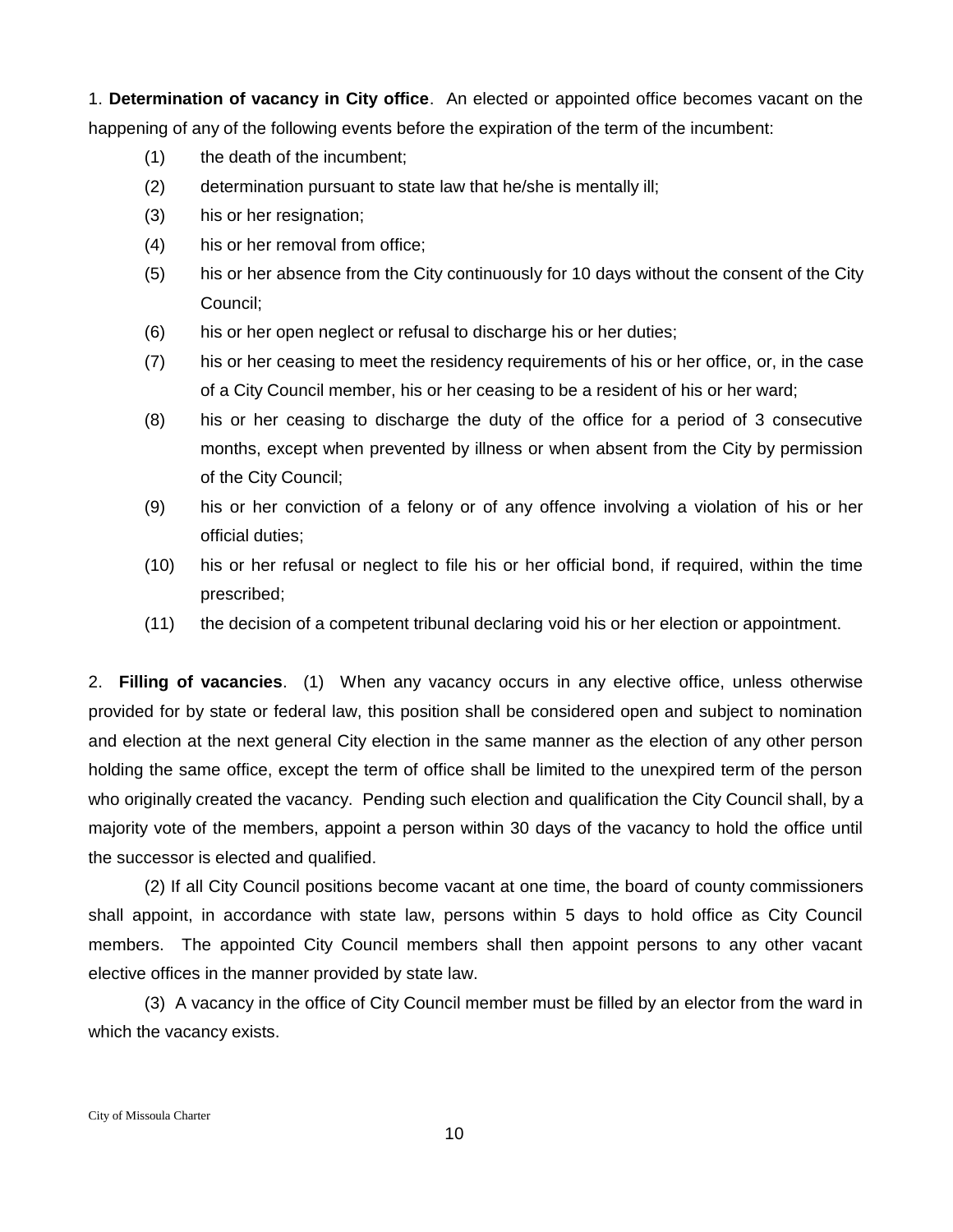1. **Determination of vacancy in City office**. An elected or appointed office becomes vacant on the happening of any of the following events before the expiration of the term of the incumbent:

(1) the death of the incumbent;

(2) determination pursuant to state law that he/she is mentally ill;

(3) his or her resignation;

(4) his or her removal from office;

(5) his or her absence from the City continuously for 10 days without the consent of the City Council;

(6) his or her open neglect or refusal to discharge his or her duties;

(7) his or her ceasing to meet the residency requirements of his or her office, or, in the case of a City Council member, his or her ceasing to be a resident of his or her ward;

(8) his or her ceasing to discharge the duty of the office for a period of 3 consecutive months, except when prevented by illness or when absent from the City by permission of the City Council;

(9) his or her conviction of a felony or of any offence involving a violation of his or her official duties;

(10) his or her refusal or neglect to file his or her official bond, if required, within the time prescribed;

(11) the decision of a competent tribunal declaring void his or her election or appointment.

2. **Filling of vacancies**. (1) When any vacancy occurs in any elective office, unless otherwise provided for by state or federal law, this position shall be considered open and subject to nomination and election at the next general City election in the same manner as the election of any other person holding the same office, except the term of office shall be limited to the unexpired term of the person who originally created the vacancy. Pending such election and qualification the City Council shall, by a majority vote of the members, appoint a person within 30 days of the vacancy to hold the office until the successor is elected and qualified.

(2) If all City Council positions become vacant at one time, the board of county commissioners shall appoint, in accordance with state law, persons within 5 days to hold office as City Council members. The appointed City Council members shall then appoint persons to any other vacant elective offices in the manner provided by state law.

(3) A vacancy in the office of City Council member must be filled by an elector from the ward in which the vacancy exists.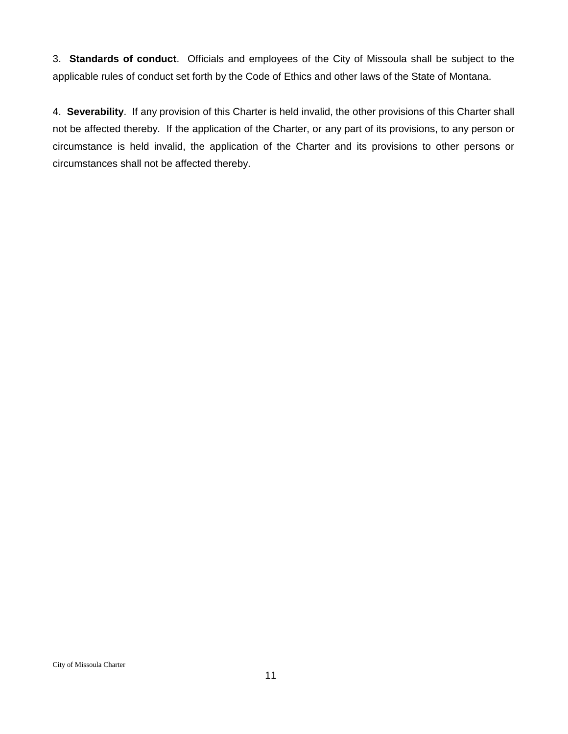3. **Standards of conduct**. Officials and employees of the City of Missoula shall be subject to the applicable rules of conduct set forth by the Code of Ethics and other laws of the State of Montana.

4. **Severability**. If any provision of this Charter is held invalid, the other provisions of this Charter shall not be affected thereby. If the application of the Charter, or any part of its provisions, to any person or circumstance is held invalid, the application of the Charter and its provisions to other persons or circumstances shall not be affected thereby.